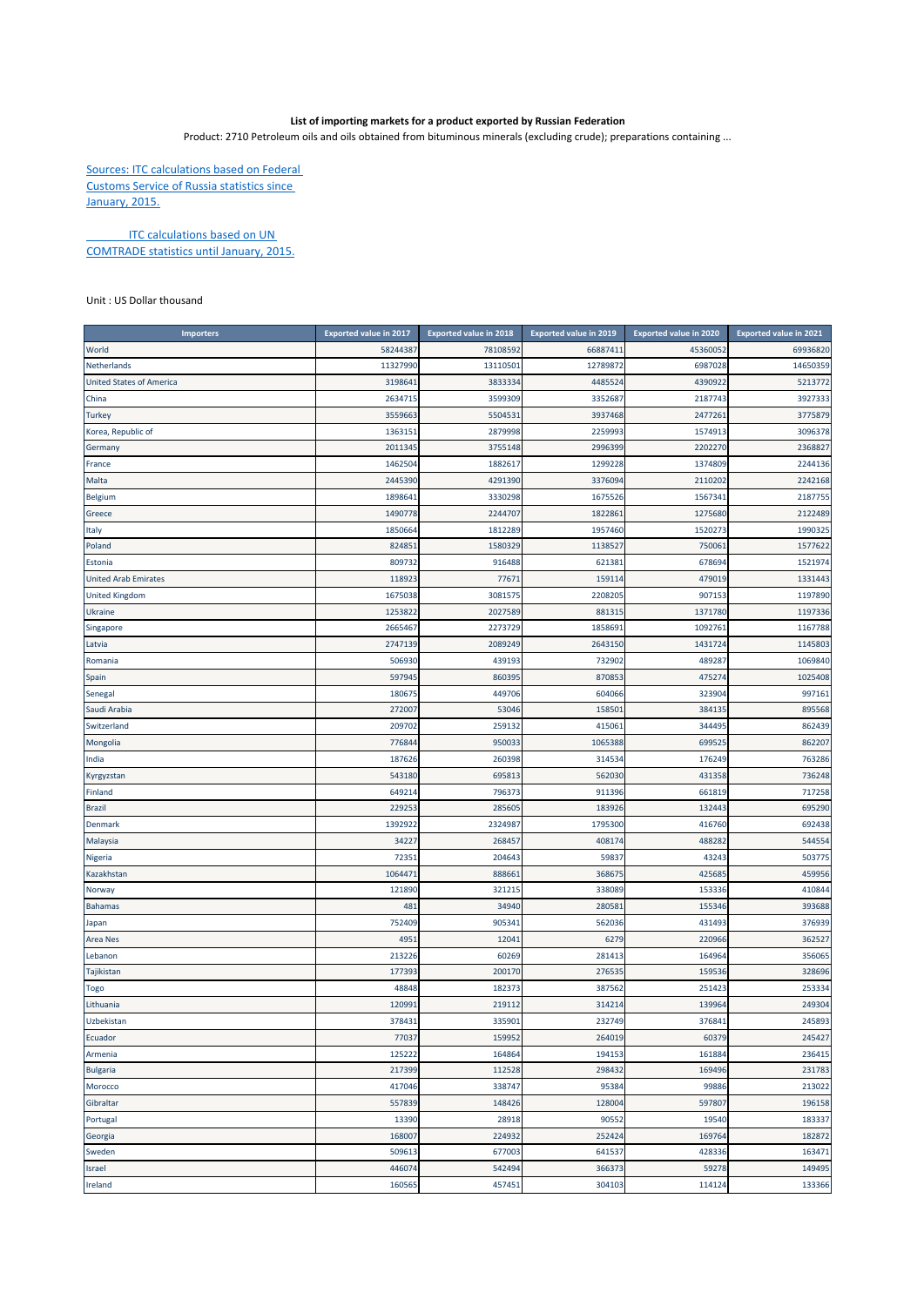**List of importing markets for a product exported by Russian Federation**

Product: 2710 Petroleum oils and oils obtained from bituminous minerals (excluding crude); preparations containing ...

Sources: ITC calculations based on Federal Customs Service of Russia statistics since January, 2015.

ITC calculations based on UN COMTRADE statistics until January, 2015.

Unit : US Dollar thousand

| Importers | Exported value in 2017 | Exported value in 2018 | Exported value in 2019 | Exported value in 2020 | Exported value in 2021 |
|---|---|---|---|---|---|
| World | 58244387 | 78108592 | 66887411 | 45360052 | 69936820 |
| Netherlands | 11327990 | 13110501 | 12789872 | 6987028 | 14650359 |
| United States of America | 3198641 | 3833334 | 4485524 | 4390922 | 5213772 |
| China | 2634715 | 3599309 | 3352687 | 2187743 | 3927333 |
| Turkey | 3559663 | 5504531 | 3937468 | 2477261 | 3775879 |
| Korea, Republic of | 1363151 | 2879998 | 2259993 | 1574913 | 3096378 |
| Germany | 2011345 | 3755148 | 2996399 | 2202270 | 2368827 |
| France | 1462504 | 1882617 | 1299228 | 1374809 | 2244136 |
| Malta | 2445390 | 4291390 | 3376094 | 2110202 | 2242168 |
| Belgium | 1898641 | 3330298 | 1675526 | 1567341 | 2187755 |
| Greece | 1490778 | 2244707 | 1822861 | 1275680 | 2122489 |
| Italy | 1850664 | 1812289 | 1957460 | 1520273 | 1990325 |
| Poland | 824851 | 1580329 | 1138527 | 750061 | 1577622 |
| Estonia | 809732 | 916488 | 621381 | 678694 | 1521974 |
| United Arab Emirates | 118923 | 77671 | 159114 | 479019 | 1331443 |
| United Kingdom | 1675038 | 3081575 | 2208205 | 907153 | 1197890 |
| Ukraine | 1253822 | 2027589 | 881315 | 1371780 | 1197336 |
| Singapore | 2665467 | 2273729 | 1858691 | 1092761 | 1167788 |
| Latvia | 2747139 | 2089249 | 2643150 | 1431724 | 1145803 |
| Romania | 506930 | 439193 | 732902 | 489287 | 1069840 |
| Spain | 597945 | 860395 | 870853 | 475274 | 1025408 |
| Senegal | 180675 | 449706 | 604066 | 323904 | 997161 |
| Saudi Arabia | 272007 | 53046 | 158501 | 384135 | 895568 |
| Switzerland | 209702 | 259132 | 415061 | 344495 | 862439 |
| Mongolia | 776844 | 950033 | 1065388 | 699525 | 862207 |
| India | 187626 | 260398 | 314534 | 176249 | 763286 |
| Kyrgyzstan | 543180 | 695813 | 562030 | 431358 | 736248 |
| Finland | 649214 | 796373 | 911396 | 661819 | 717258 |
| Brazil | 229253 | 285605 | 183926 | 132443 | 695290 |
| Denmark | 1392922 | 2324987 | 1795300 | 416760 | 692438 |
| Malaysia | 34227 | 268457 | 408174 | 488282 | 544554 |
| Nigeria | 72351 | 204643 | 59837 | 43243 | 503775 |
| Kazakhstan | 1064471 | 888661 | 368675 | 425685 | 459956 |
| Norway | 121890 | 321215 | 338089 | 153336 | 410844 |
| Bahamas | 481 | 34940 | 280581 | 155346 | 393688 |
| Japan | 752409 | 905341 | 562036 | 431493 | 376939 |
| Area Nes | 4951 | 12041 | 6279 | 220966 | 362527 |
| Lebanon | 213226 | 60269 | 281413 | 164964 | 356065 |
| Tajikistan | 177393 | 200170 | 276535 | 159536 | 328696 |
| Togo | 48848 | 182373 | 387562 | 251423 | 253334 |
| Lithuania | 120991 | 219112 | 314214 | 139964 | 249304 |
| Uzbekistan | 378431 | 335901 | 232749 | 376841 | 245893 |
| Ecuador | 77037 | 159952 | 264019 | 60379 | 245427 |
| Armenia | 125222 | 164864 | 194153 | 161884 | 236415 |
| Bulgaria | 217399 | 112528 | 298432 | 169496 | 231783 |
| Morocco | 417046 | 338747 | 95384 | 99886 | 213022 |
| Gibraltar | 557839 | 148426 | 128004 | 597807 | 196158 |
| Portugal | 13390 | 28918 | 90552 | 19540 | 183337 |
| Georgia | 168007 | 224932 | 252424 | 169764 | 182872 |
| Sweden | 509613 | 677003 | 641537 | 428336 | 163471 |
| Israel | 446074 | 542494 | 366373 | 59278 | 149495 |
| Ireland | 160565 | 457451 | 304103 | 114124 | 133366 |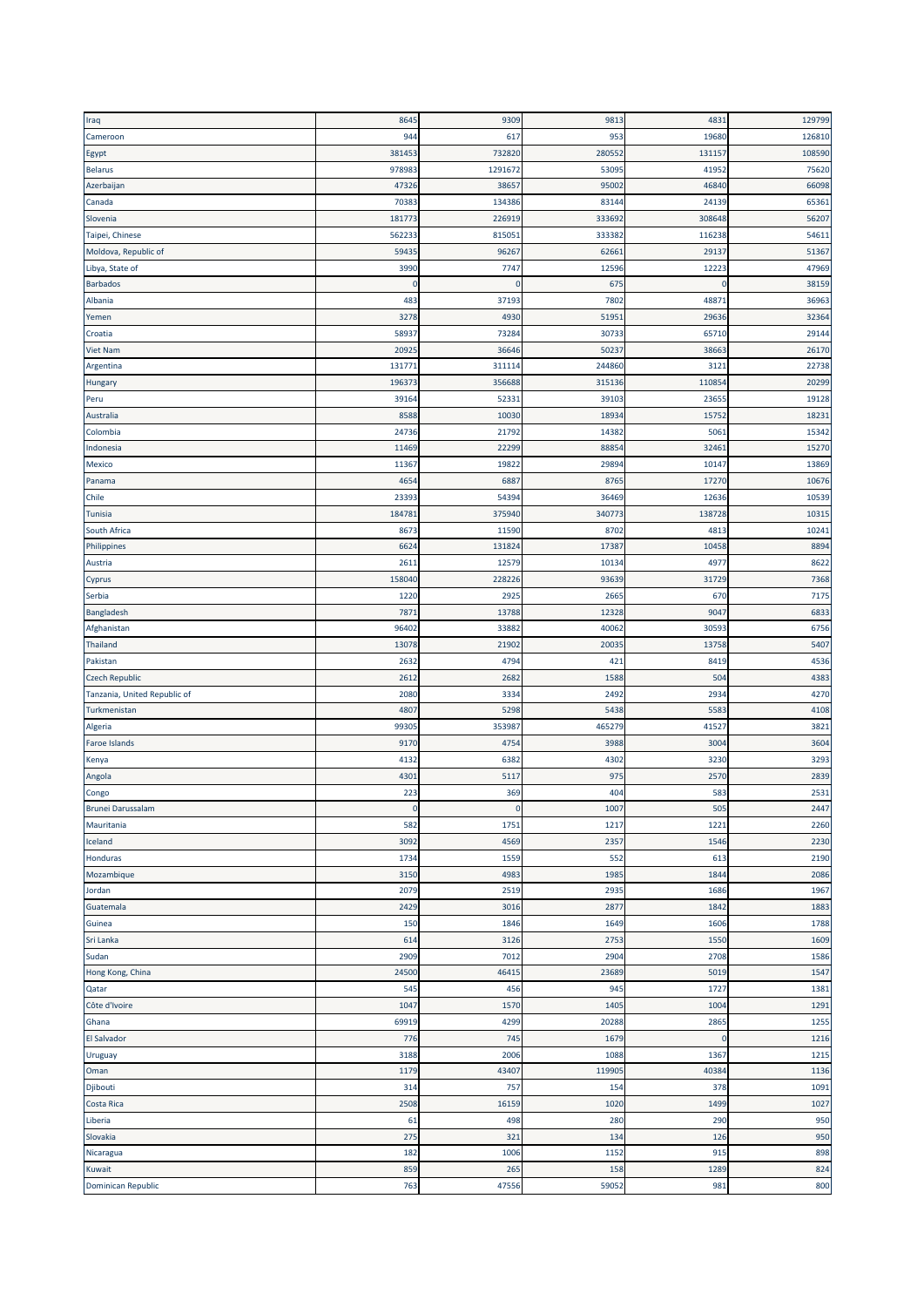| | | | | | |
|---|---|---|---|---|---|
| Iraq | 8645 | 9309 | 9813 | 4831 | 129799 |
| Cameroon | 944 | 617 | 953 | 19680 | 126810 |
| Egypt | 381453 | 732820 | 280552 | 131157 | 108590 |
| Belarus | 978983 | 1291672 | 53095 | 41952 | 75620 |
| Azerbaijan | 47326 | 38657 | 95002 | 46840 | 66098 |
| Canada | 70383 | 134386 | 83144 | 24139 | 65361 |
| Slovenia | 181773 | 226919 | 333692 | 308648 | 56207 |
| Taipei, Chinese | 562233 | 815051 | 333382 | 116238 | 54611 |
| Moldova, Republic of | 59435 | 96267 | 62661 | 29137 | 51367 |
| Libya, State of | 3990 | 7747 | 12596 | 12223 | 47969 |
| Barbados | 0 | 0 | 675 | 0 | 38159 |
| Albania | 483 | 37193 | 7802 | 48871 | 36963 |
| Yemen | 3278 | 4930 | 51951 | 29636 | 32364 |
| Croatia | 58937 | 73284 | 30733 | 65710 | 29144 |
| Viet Nam | 20925 | 36646 | 50237 | 38663 | 26170 |
| Argentina | 131771 | 311114 | 244860 | 3121 | 22738 |
| Hungary | 196373 | 356688 | 315136 | 110854 | 20299 |
| Peru | 39164 | 52331 | 39103 | 23655 | 19128 |
| Australia | 8588 | 10030 | 18934 | 15752 | 18231 |
| Colombia | 24736 | 21792 | 14382 | 5061 | 15342 |
| Indonesia | 11469 | 22299 | 88854 | 32461 | 15270 |
| Mexico | 11367 | 19822 | 29894 | 10147 | 13869 |
| Panama | 4654 | 6887 | 8765 | 17270 | 10676 |
| Chile | 23393 | 54394 | 36469 | 12636 | 10539 |
| Tunisia | 184781 | 375940 | 340773 | 138728 | 10315 |
| South Africa | 8673 | 11590 | 8702 | 4813 | 10241 |
| Philippines | 6624 | 131824 | 17387 | 10458 | 8894 |
| Austria | 2611 | 12579 | 10134 | 4977 | 8622 |
| Cyprus | 158040 | 228226 | 93639 | 31729 | 7368 |
| Serbia | 1220 | 2925 | 2665 | 670 | 7175 |
| Bangladesh | 7871 | 13788 | 12328 | 9047 | 6833 |
| Afghanistan | 96402 | 33882 | 40062 | 30593 | 6756 |
| Thailand | 13078 | 21902 | 20035 | 13758 | 5407 |
| Pakistan | 2632 | 4794 | 421 | 8419 | 4536 |
| Czech Republic | 2612 | 2682 | 1588 | 504 | 4383 |
| Tanzania, United Republic of | 2080 | 3334 | 2492 | 2934 | 4270 |
| Turkmenistan | 4807 | 5298 | 5438 | 5583 | 4108 |
| Algeria | 99305 | 353987 | 465279 | 41527 | 3821 |
| Faroe Islands | 9170 | 4754 | 3988 | 3004 | 3604 |
| Kenya | 4132 | 6382 | 4302 | 3230 | 3293 |
| Angola | 4301 | 5117 | 975 | 2570 | 2839 |
| Congo | 223 | 369 | 404 | 583 | 2531 |
| Brunei Darussalam | 0 | 0 | 1007 | 505 | 2447 |
| Mauritania | 582 | 1751 | 1217 | 1221 | 2260 |
| Iceland | 3092 | 4569 | 2357 | 1546 | 2230 |
| Honduras | 1734 | 1559 | 552 | 613 | 2190 |
| Mozambique | 3150 | 4983 | 1985 | 1844 | 2086 |
| Jordan | 2079 | 2519 | 2935 | 1686 | 1967 |
| Guatemala | 2429 | 3016 | 2877 | 1842 | 1883 |
| Guinea | 150 | 1846 | 1649 | 1606 | 1788 |
| Sri Lanka | 614 | 3126 | 2753 | 1550 | 1609 |
| Sudan | 2909 | 7012 | 2904 | 2708 | 1586 |
| Hong Kong, China | 24500 | 46415 | 23689 | 5019 | 1547 |
| Qatar | 545 | 456 | 945 | 1727 | 1381 |
| Côte d'Ivoire | 1047 | 1570 | 1405 | 1004 | 1291 |
| Ghana | 69919 | 4299 | 20288 | 2865 | 1255 |
| El Salvador | 776 | 745 | 1679 | 0 | 1216 |
| Uruguay | 3188 | 2006 | 1088 | 1367 | 1215 |
| Oman | 1179 | 43407 | 119905 | 40384 | 1136 |
| Djibouti | 314 | 757 | 154 | 378 | 1091 |
| Costa Rica | 2508 | 16159 | 1020 | 1499 | 1027 |
| Liberia | 61 | 498 | 280 | 290 | 950 |
| Slovakia | 275 | 321 | 134 | 126 | 950 |
| Nicaragua | 182 | 1006 | 1152 | 915 | 898 |
| Kuwait | 859 | 265 | 158 | 1289 | 824 |
| Dominican Republic | 763 | 47556 | 59052 | 981 | 800 |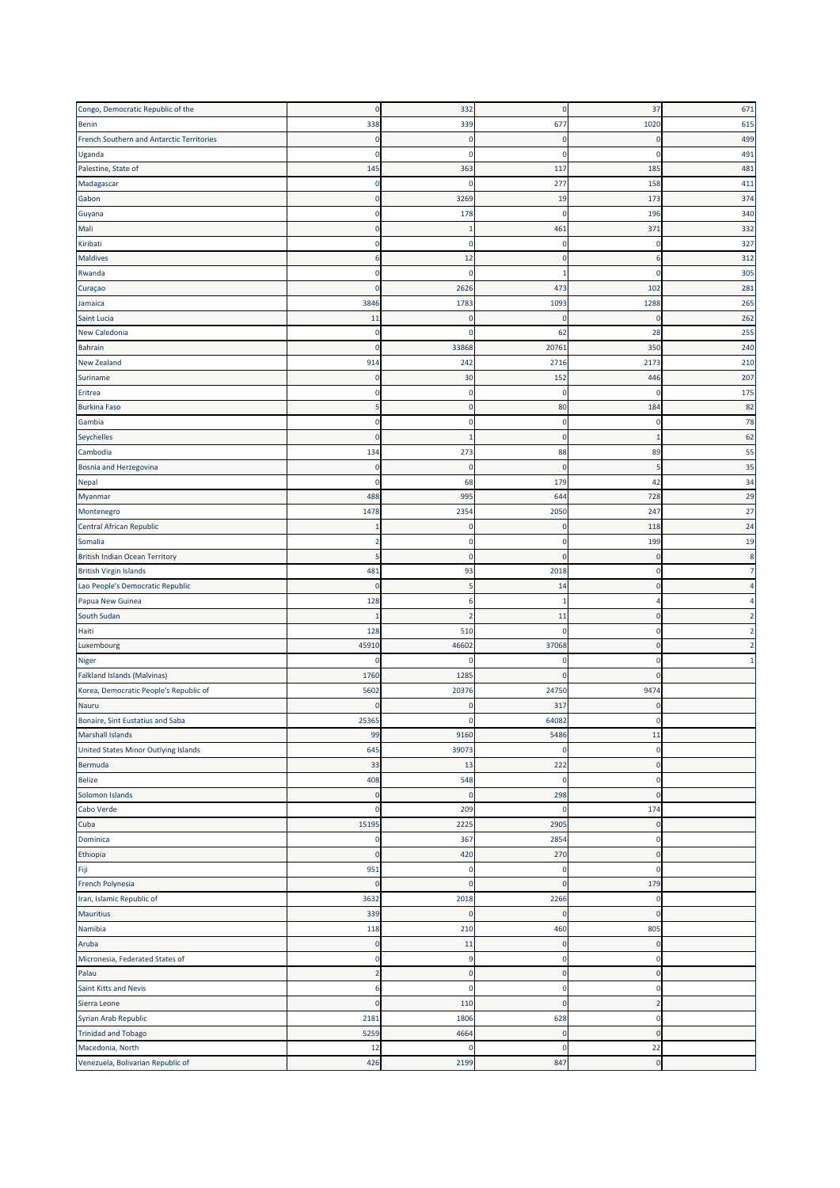| | | | | | |
|---|---|---|---|---|---|
| Congo, Democratic Republic of the | 0 | 332 | 0 | 37 | 671 |
| Benin | 338 | 339 | 677 | 1020 | 615 |
| French Southern and Antarctic Territories | 0 | 0 | 0 | 0 | 499 |
| Uganda | 0 | 0 | 0 | 0 | 491 |
| Palestine, State of | 145 | 363 | 117 | 185 | 481 |
| Madagascar | 0 | 0 | 277 | 158 | 411 |
| Gabon | 0 | 3269 | 19 | 173 | 374 |
| Guyana | 0 | 178 | 0 | 196 | 340 |
| Mali | 0 | 1 | 461 | 371 | 332 |
| Kiribati | 0 | 0 | 0 | 0 | 327 |
| Maldives | 6 | 12 | 0 | 6 | 312 |
| Rwanda | 0 | 0 | 1 | 0 | 305 |
| Curaçao | 0 | 2626 | 473 | 102 | 281 |
| Jamaica | 3846 | 1783 | 1093 | 1288 | 265 |
| Saint Lucia | 11 | 0 | 0 | 0 | 262 |
| New Caledonia | 0 | 0 | 62 | 28 | 255 |
| Bahrain | 0 | 33868 | 20761 | 350 | 240 |
| New Zealand | 914 | 242 | 2716 | 2173 | 210 |
| Suriname | 0 | 30 | 152 | 446 | 207 |
| Eritrea | 0 | 0 | 0 | 0 | 175 |
| Burkina Faso | 5 | 0 | 80 | 184 | 82 |
| Gambia | 0 | 0 | 0 | 0 | 78 |
| Seychelles | 0 | 1 | 0 | 1 | 62 |
| Cambodia | 134 | 273 | 88 | 89 | 55 |
| Bosnia and Herzegovina | 0 | 0 | 0 | 5 | 35 |
| Nepal | 0 | 68 | 179 | 42 | 34 |
| Myanmar | 488 | 995 | 644 | 728 | 29 |
| Montenegro | 1478 | 2354 | 2050 | 247 | 27 |
| Central African Republic | 1 | 0 | 0 | 118 | 24 |
| Somalia | 2 | 0 | 0 | 199 | 19 |
| British Indian Ocean Territory | 5 | 0 | 0 | 0 | 8 |
| British Virgin Islands | 481 | 93 | 2018 | 0 | 7 |
| Lao People's Democratic Republic | 0 | 5 | 14 | 0 | 4 |
| Papua New Guinea | 128 | 6 | 1 | 4 | 4 |
| South Sudan | 1 | 2 | 11 | 0 | 2 |
| Haiti | 128 | 510 | 0 | 0 | 2 |
| Luxembourg | 45910 | 46602 | 37068 | 0 | 2 |
| Niger | 0 | 0 | 0 | 0 | 1 |
| Falkland Islands (Malvinas) | 1760 | 1285 | 0 | 0 | |
| Korea, Democratic People's Republic of | 5602 | 20376 | 24750 | 9474 | |
| Nauru | 0 | 0 | 317 | 0 | |
| Bonaire, Sint Eustatius and Saba | 25365 | 0 | 64082 | 0 | |
| Marshall Islands | 99 | 9160 | 5486 | 11 | |
| United States Minor Outlying Islands | 645 | 39073 | 0 | 0 | |
| Bermuda | 33 | 13 | 222 | 0 | |
| Belize | 408 | 548 | 0 | 0 | |
| Solomon Islands | 0 | 0 | 298 | 0 | |
| Cabo Verde | 0 | 209 | 0 | 174 | |
| Cuba | 15195 | 2225 | 2905 | 0 | |
| Dominica | 0 | 367 | 2854 | 0 | |
| Ethiopia | 0 | 420 | 270 | 0 | |
| Fiji | 951 | 0 | 0 | 0 | |
| French Polynesia | 0 | 0 | 0 | 179 | |
| Iran, Islamic Republic of | 3632 | 2018 | 2266 | 0 | |
| Mauritius | 339 | 0 | 0 | 0 | |
| Namibia | 118 | 210 | 460 | 805 | |
| Aruba | 0 | 11 | 0 | 0 | |
| Micronesia, Federated States of | 0 | 9 | 0 | 0 | |
| Palau | 2 | 0 | 0 | 0 | |
| Saint Kitts and Nevis | 6 | 0 | 0 | 0 | |
| Sierra Leone | 0 | 110 | 0 | 2 | |
| Syrian Arab Republic | 2181 | 1806 | 628 | 0 | |
| Trinidad and Tobago | 5259 | 4664 | 0 | 0 | |
| Macedonia, North | 12 | 0 | 0 | 22 | |
| Venezuela, Bolivarian Republic of | 426 | 2199 | 847 | 0 | |